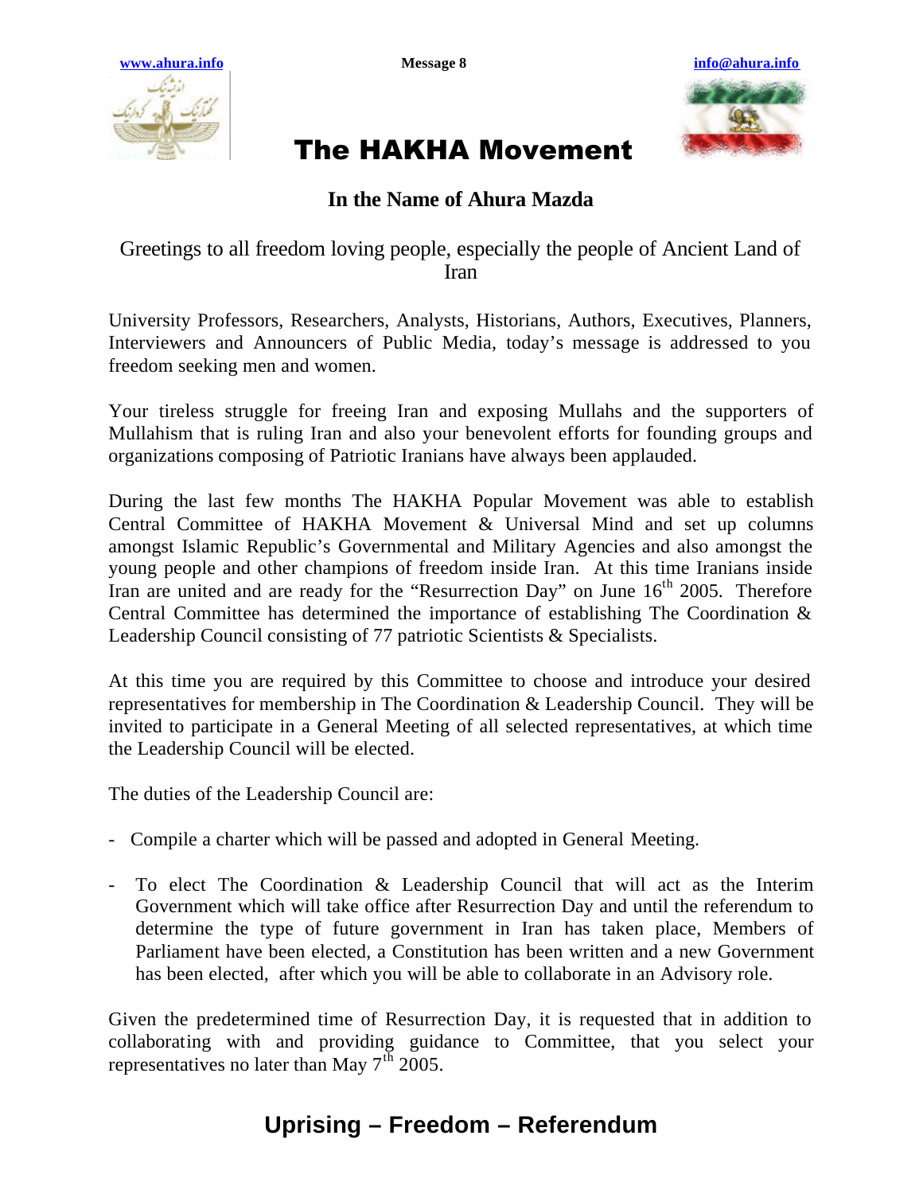www.ahura.info | Message 8 | info@ahura.info

# The HAKHA Movement

**In the Name of Ahura Mazda**

Greetings to all freedom loving people, especially the people of Ancient Land of Iran

University Professors, Researchers, Analysts, Historians, Authors, Executives, Planners, Interviewers and Announcers of Public Media, today's message is addressed to you freedom seeking men and women.

Your tireless struggle for freeing Iran and exposing Mullahs and the supporters of Mullahism that is ruling Iran and also your benevolent efforts for founding groups and organizations composing of Patriotic Iranians have always been applauded.

During the last few months The HAKHA Popular Movement was able to establish Central Committee of HAKHA Movement & Universal Mind and set up columns amongst Islamic Republic's Governmental and Military Agencies and also amongst the young people and other champions of freedom inside Iran. At this time Iranians inside Iran are united and are ready for the "Resurrection Day" on June 16th 2005. Therefore Central Committee has determined the importance of establishing The Coordination & Leadership Council consisting of 77 patriotic Scientists & Specialists.

At this time you are required by this Committee to choose and introduce your desired representatives for membership in The Coordination & Leadership Council. They will be invited to participate in a General Meeting of all selected representatives, at which time the Leadership Council will be elected.

The duties of the Leadership Council are:

- Compile a charter which will be passed and adopted in General Meeting.
- To elect The Coordination & Leadership Council that will act as the Interim Government which will take office after Resurrection Day and until the referendum to determine the type of future government in Iran has taken place, Members of Parliament have been elected, a Constitution has been written and a new Government has been elected, after which you will be able to collaborate in an Advisory role.

Given the predetermined time of Resurrection Day, it is requested that in addition to collaborating with and providing guidance to Committee, that you select your representatives no later than May 7th 2005.

## Uprising – Freedom – Referendum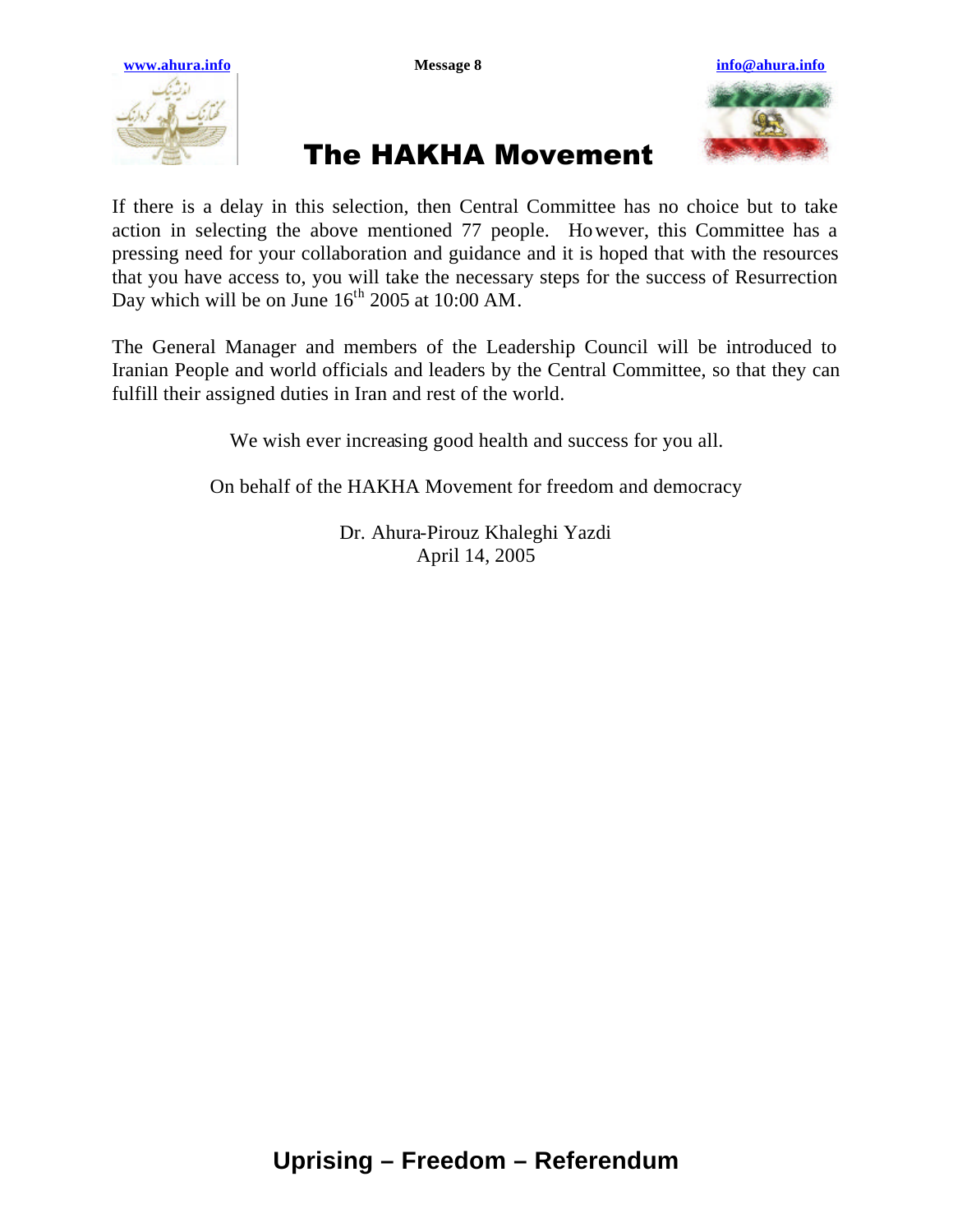# The HAKHA Movement

If there is a delay in this selection, then Central Committee has no choice but to take action in selecting the above mentioned 77 people. However, this Committee has a pressing need for your collaboration and guidance and it is hoped that with the resources that you have access to, you will take the necessary steps for the success of Resurrection Day which will be on June 16th 2005 at 10:00 AM.

The General Manager and members of the Leadership Council will be introduced to Iranian People and world officials and leaders by the Central Committee, so that they can fulfill their assigned duties in Iran and rest of the world.

We wish ever increasing good health and success for you all.

On behalf of the HAKHA Movement for freedom and democracy

Dr. Ahura-Pirouz Khaleghi Yazdi
April 14, 2005

**Uprising – Freedom – Referendum**